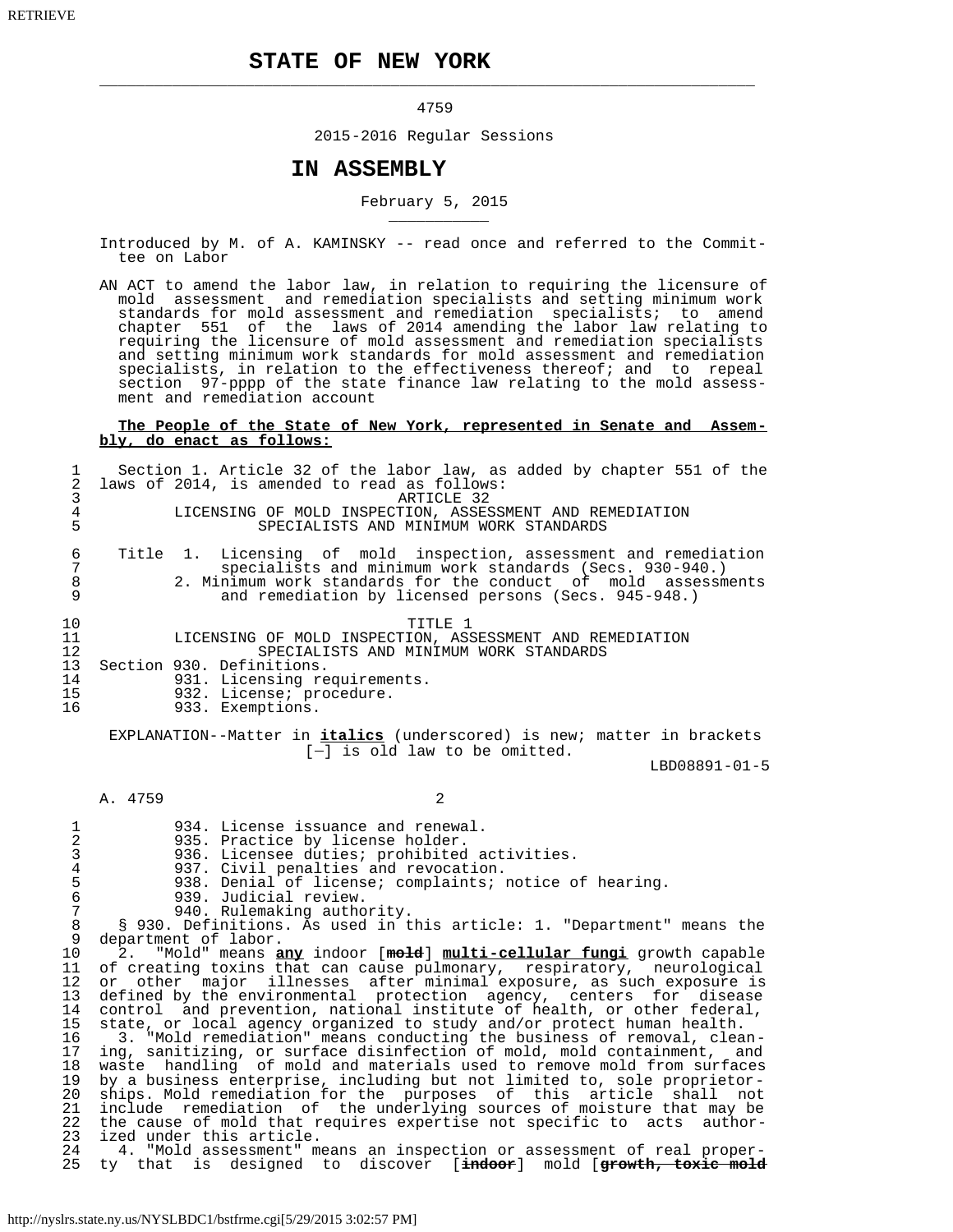# STATE OF NEW YORK

4759

2015-2016 Regular Sessions

## IN ASSEMBLY

February 5, 2015

Introduced by M. of A. KAMINSKY -- read once and referred to the Committee on Labor

AN ACT to amend the labor law, in relation to requiring the licensure of mold assessment and remediation specialists and setting minimum work standards for mold assessment and remediation specialists; to amend chapter 551 of the laws of 2014 amending the labor law relating to requiring the licensure of mold assessment and remediation specialists and setting minimum work standards for mold assessment and remediation specialists, in relation to the effectiveness thereof; and to repeal section 97-pppp of the state finance law relating to the mold assessment and remediation account

**The People of the State of New York, represented in Senate and Assembly, do enact as follows:**

Section 1. Article 32 of the labor law, as added by chapter 551 of the laws of 2014, is amended to read as follows:

ARTICLE 32
LICENSING OF MOLD INSPECTION, ASSESSMENT AND REMEDIATION SPECIALISTS AND MINIMUM WORK STANDARDS

Title 1. Licensing of mold inspection, assessment and remediation specialists and minimum work standards (Secs. 930-940.)
2. Minimum work standards for the conduct of mold assessments and remediation by licensed persons (Secs. 945-948.)

TITLE 1
LICENSING OF MOLD INSPECTION, ASSESSMENT AND REMEDIATION SPECIALISTS AND MINIMUM WORK STANDARDS

Section 930. Definitions.
931. Licensing requirements.
932. License; procedure.
933. Exemptions.
934. License issuance and renewal.
935. Practice by license holder.
936. Licensee duties; prohibited activities.
937. Civil penalties and revocation.
938. Denial of license; complaints; notice of hearing.
939. Judicial review.
940. Rulemaking authority.

§ 930. Definitions. As used in this article: 1. "Department" means the department of labor.

2. "Mold" means ***any*** indoor [~~mold~~] ***multi-cellular fungi*** growth capable of creating toxins that can cause pulmonary, respiratory, neurological or other major illnesses after minimal exposure, as such exposure is defined by the environmental protection agency, centers for disease control and prevention, national institute of health, or other federal, state, or local agency organized to study and/or protect human health.

3. "Mold remediation" means conducting the business of removal, cleaning, sanitizing, or surface disinfection of mold, mold containment, and waste handling of mold and materials used to remove mold from surfaces by a business enterprise, including but not limited to, sole proprietorships. Mold remediation for the purposes of this article shall not include remediation of the underlying sources of moisture that may be the cause of mold that requires expertise not specific to acts authorized under this article.

4. "Mold assessment" means an inspection or assessment of real property that is designed to discover [~~indoor~~] mold [~~growth, toxic mold~~

EXPLANATION--Matter in ***italics*** (underscored) is new; matter in brackets [-] is old law to be omitted.

LBD08891-01-5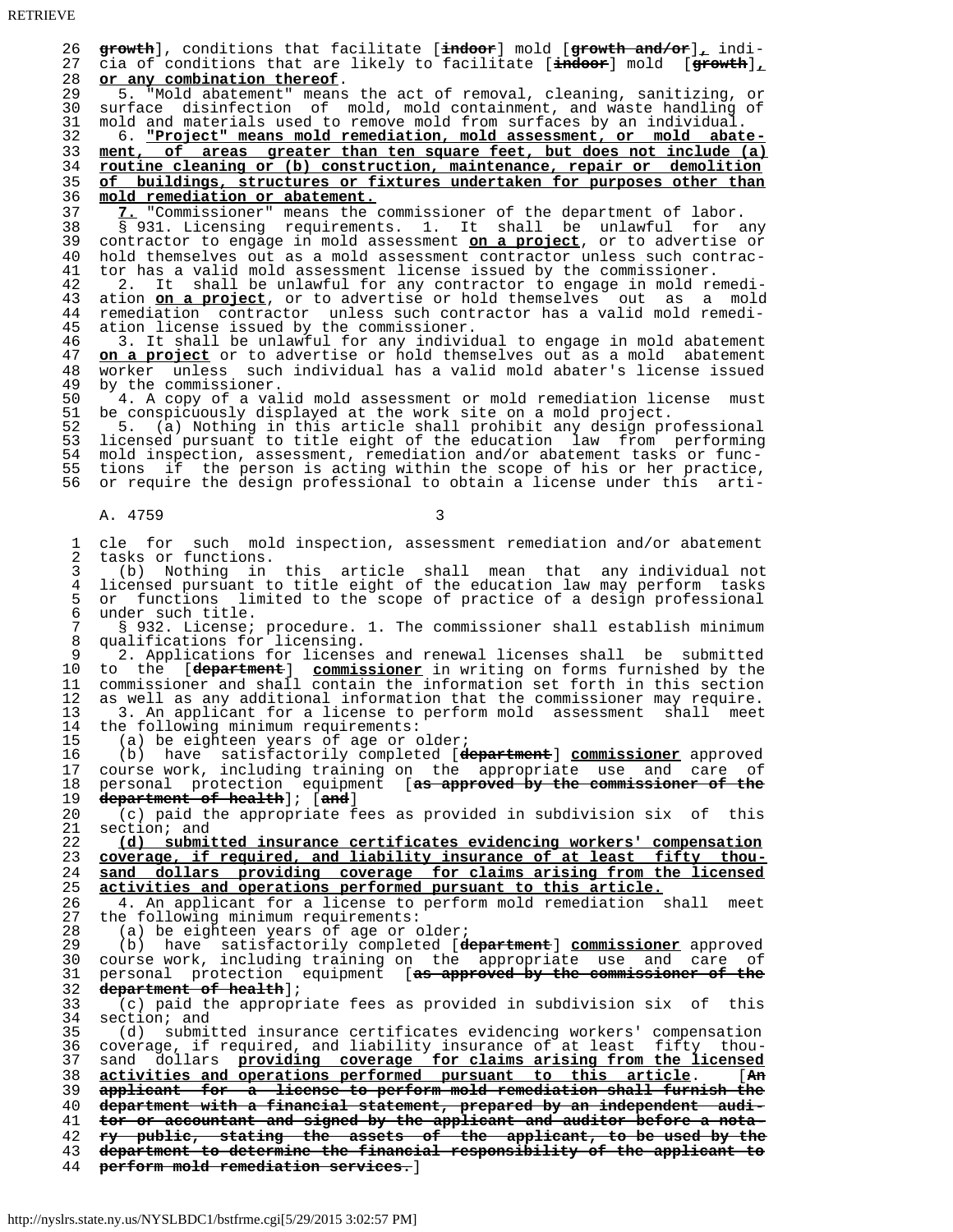~~growth~~], conditions that facilitate [~~indoor~~] mold [~~growth and/or~~]**,** indicia of conditions that are likely to facilitate [~~indoor~~] mold [~~growth~~]**, or any combination thereof**.

5. "Mold abatement" means the act of removal, cleaning, sanitizing, or surface disinfection of mold, mold containment, and waste handling of mold and materials used to remove mold from surfaces by an individual.

6. **"Project" means mold remediation, mold assessment, or mold abatement, of areas greater than ten square feet, but does not include (a) routine cleaning or (b) construction, maintenance, repair or demolition of buildings, structures or fixtures undertaken for purposes other than mold remediation or abatement.**

**7.** "Commissioner" means the commissioner of the department of labor.

§ 931. Licensing requirements. 1. It shall be unlawful for any contractor to engage in mold assessment **on a project**, or to advertise or hold themselves out as a mold assessment contractor unless such contractor has a valid mold assessment license issued by the commissioner.

2. It shall be unlawful for any contractor to engage in mold remediation **on a project**, or to advertise or hold themselves out as a mold remediation contractor unless such contractor has a valid mold remediation license issued by the commissioner.

3. It shall be unlawful for any individual to engage in mold abatement **on a project** or to advertise or hold themselves out as a mold abatement worker unless such individual has a valid mold abater's license issued by the commissioner.

4. A copy of a valid mold assessment or mold remediation license must be conspicuously displayed at the work site on a mold project.

5. (a) Nothing in this article shall prohibit any design professional licensed pursuant to title eight of the education law from performing mold inspection, assessment, remediation and/or abatement tasks or functions if the person is acting within the scope of his or her practice, or require the design professional to obtain a license under this article for such mold inspection, assessment remediation and/or abatement tasks or functions.

(b) Nothing in this article shall mean that any individual not licensed pursuant to title eight of the education law may perform tasks or functions limited to the scope of practice of a design professional under such title.

§ 932. License; procedure. 1. The commissioner shall establish minimum qualifications for licensing.

2. Applications for licenses and renewal licenses shall be submitted to the [~~department~~] **commissioner** in writing on forms furnished by the commissioner and shall contain the information set forth in this section as well as any additional information that the commissioner may require.

3. An applicant for a license to perform mold assessment shall meet the following minimum requirements:

(a) be eighteen years of age or older;

(b) have satisfactorily completed [~~department~~] **commissioner** approved course work, including training on the appropriate use and care of personal protection equipment [~~as approved by the commissioner of the department of health~~]; [~~and~~]

(c) paid the appropriate fees as provided in subdivision six of this section; and

**(d) submitted insurance certificates evidencing workers' compensation coverage, if required, and liability insurance of at least fifty thousand dollars providing coverage for claims arising from the licensed activities and operations performed pursuant to this article.**

4. An applicant for a license to perform mold remediation shall meet the following minimum requirements:

(a) be eighteen years of age or older;

(b) have satisfactorily completed [~~department~~] **commissioner** approved course work, including training on the appropriate use and care of personal protection equipment [~~as approved by the commissioner of the department of health~~];

(c) paid the appropriate fees as provided in subdivision six of this section; and

(d) submitted insurance certificates evidencing workers' compensation coverage, if required, and liability insurance of at least fifty thousand dollars **providing coverage for claims arising from the licensed activities and operations performed pursuant to this article**. [~~An applicant for a license to perform mold remediation shall furnish the department with a financial statement, prepared by an independent auditor or accountant and signed by the applicant and auditor before a notary public, stating the assets of the applicant, to be used by the department to determine the financial responsibility of the applicant to perform mold remediation services.~~]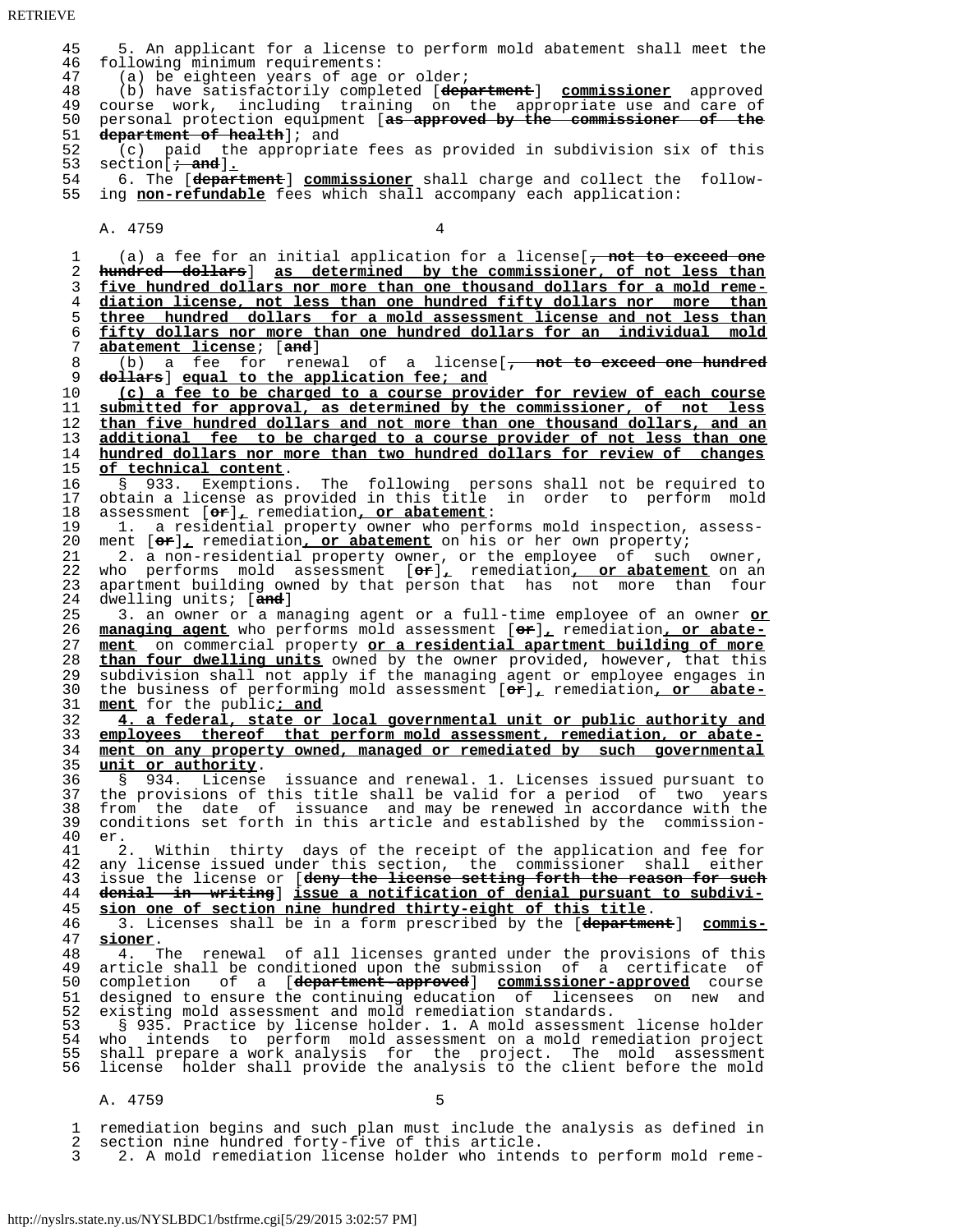5. An applicant for a license to perform mold abatement shall meet the following minimum requirements:

(a) be eighteen years of age or older;

(b) have satisfactorily completed [~~department~~] **commissioner** approved course work, including training on the appropriate use and care of personal protection equipment [~~as approved by the commissioner of the department of health~~]; and

(c) paid the appropriate fees as provided in subdivision six of this section[~~; and~~]**.**

6. The [~~department~~] **commissioner** shall charge and collect the following **non-refundable** fees which shall accompany each application:

(a) a fee for an initial application for a license[~~, not to exceed one hundred dollars~~] **as determined by the commissioner, of not less than five hundred dollars nor more than one thousand dollars for a mold remediation license, not less than one hundred fifty dollars nor more than three hundred dollars for a mold assessment license and not less than fifty dollars nor more than one hundred dollars for an individual mold abatement license**; [~~and~~]

(b) a fee for renewal of a license[~~, not to exceed one hundred dollars~~] **equal to the application fee; and**

**(c) a fee to be charged to a course provider for review of each course submitted for approval, as determined by the commissioner, of not less than five hundred dollars and not more than one thousand dollars, and an additional fee to be charged to a course provider of not less than one hundred dollars nor more than two hundred dollars for review of changes of technical content**.

§ 933. Exemptions. The following persons shall not be required to obtain a license as provided in this title in order to perform mold assessment [~~or~~]**,** remediation**, or abatement**:

1. a residential property owner who performs mold inspection, assessment [~~or~~]**,** remediation**, or abatement** on his or her own property;

2. a non-residential property owner, or the employee of such owner, who performs mold assessment [~~or~~]**,** remediation**, or abatement** on an apartment building owned by that person that has not more than four dwelling units; [~~and~~]

3. an owner or a managing agent or a full-time employee of an owner **or managing agent** who performs mold assessment [~~or~~]**,** remediation**, or abatement** on commercial property **or a residential apartment building of more than four dwelling units** owned by the owner provided, however, that this subdivision shall not apply if the managing agent or employee engages in the business of performing mold assessment [~~or~~]**,** remediation**, or abatement** for the public**; and**

**4. a federal, state or local governmental unit or public authority and employees thereof that perform mold assessment, remediation, or abatement on any property owned, managed or remediated by such governmental unit or authority**.

§ 934. License issuance and renewal. 1. Licenses issued pursuant to the provisions of this title shall be valid for a period of two years from the date of issuance and may be renewed in accordance with the conditions set forth in this article and established by the commissioner.

2. Within thirty days of the receipt of the application and fee for any license issued under this section, the commissioner shall either issue the license or [~~deny the license setting forth the reason for such denial in writing~~] **issue a notification of denial pursuant to subdivision one of section nine hundred thirty-eight of this title**.

3. Licenses shall be in a form prescribed by the [~~department~~] **commissioner**.

4. The renewal of all licenses granted under the provisions of this article shall be conditioned upon the submission of a certificate of completion of a [~~department approved~~] **commissioner-approved** course designed to ensure the continuing education of licensees on new and existing mold assessment and mold remediation standards.

§ 935. Practice by license holder. 1. A mold assessment license holder who intends to perform mold assessment on a mold remediation project shall prepare a work analysis for the project. The mold assessment license holder shall provide the analysis to the client before the mold remediation begins and such plan must include the analysis as defined in section nine hundred forty-five of this article.

2. A mold remediation license holder who intends to perform mold reme-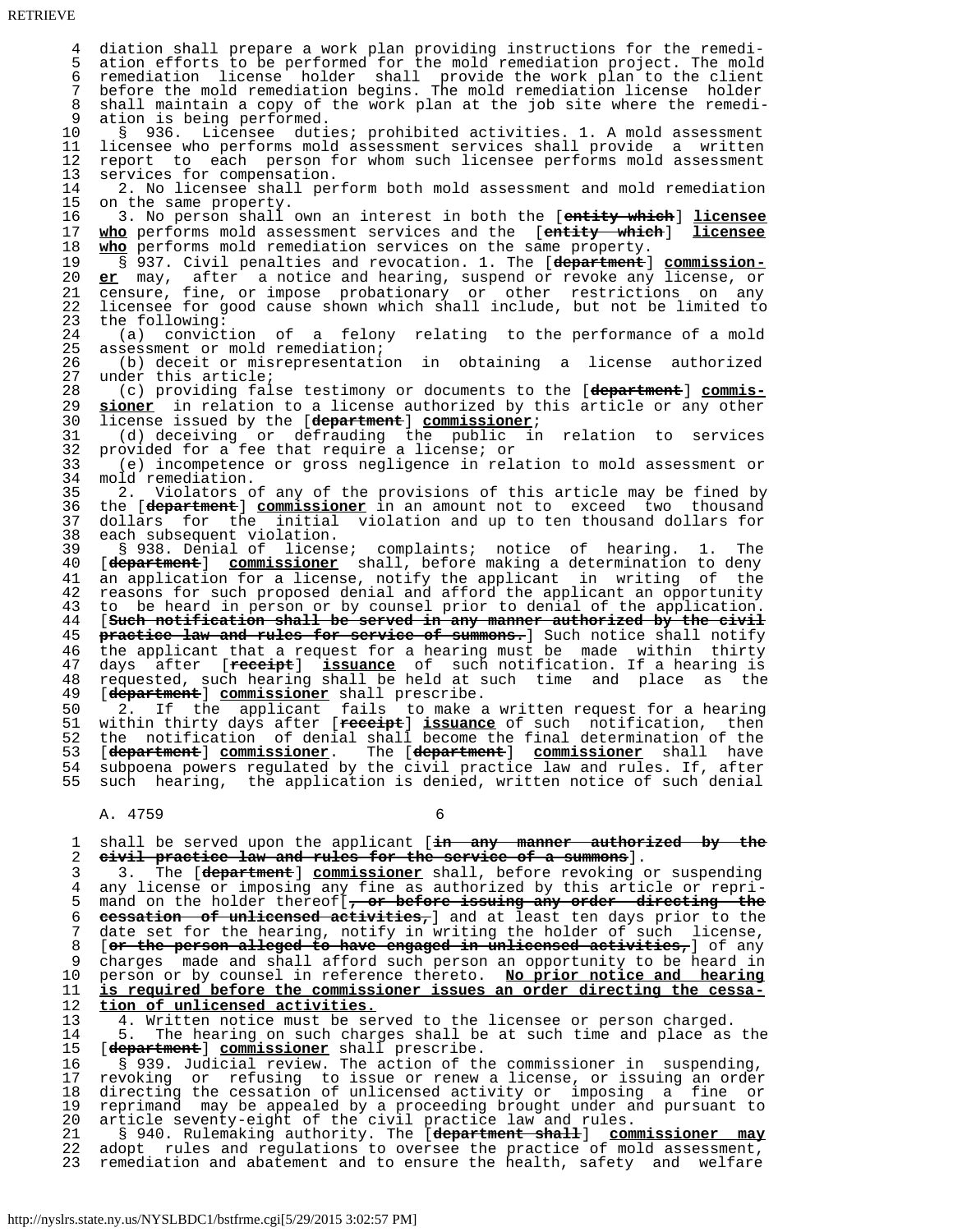diation shall prepare a work plan providing instructions for the remediation efforts to be performed for the mold remediation project. The mold remediation license holder shall provide the work plan to the client before the mold remediation begins. The mold remediation license holder shall maintain a copy of the work plan at the job site where the remediation is being performed.

§ 936. Licensee duties; prohibited activities. 1. A mold assessment licensee who performs mold assessment services shall provide a written report to each person for whom such licensee performs mold assessment services for compensation.

2. No licensee shall perform both mold assessment and mold remediation on the same property.

3. No person shall own an interest in both the [~~entity which~~] **licensee who** performs mold assessment services and the [~~entity which~~] **licensee who** performs mold remediation services on the same property.

§ 937. Civil penalties and revocation. 1. The [~~department~~] **commissioner** may, after a notice and hearing, suspend or revoke any license, or censure, fine, or impose probationary or other restrictions on any licensee for good cause shown which shall include, but not be limited to the following:

(a) conviction of a felony relating to the performance of a mold assessment or mold remediation;

(b) deceit or misrepresentation in obtaining a license authorized under this article;

(c) providing false testimony or documents to the [~~department~~] **commissioner** in relation to a license authorized by this article or any other license issued by the [~~department~~] **commissioner**;

(d) deceiving or defrauding the public in relation to services provided for a fee that require a license; or

(e) incompetence or gross negligence in relation to mold assessment or mold remediation.

2. Violators of any of the provisions of this article may be fined by the [~~department~~] **commissioner** in an amount not to exceed two thousand dollars for the initial violation and up to ten thousand dollars for each subsequent violation.

§ 938. Denial of license; complaints; notice of hearing. 1. The [~~department~~] **commissioner** shall, before making a determination to deny an application for a license, notify the applicant in writing of the reasons for such proposed denial and afford the applicant an opportunity to be heard in person or by counsel prior to denial of the application. [~~Such notification shall be served in any manner authorized by the civil practice law and rules for service of summons.~~] Such notice shall notify the applicant that a request for a hearing must be made within thirty days after [~~receipt~~] **issuance** of such notification. If a hearing is requested, such hearing shall be held at such time and place as the [~~department~~] **commissioner** shall prescribe.

2. If the applicant fails to make a written request for a hearing within thirty days after [~~receipt~~] **issuance** of such notification, then the notification of denial shall become the final determination of the [~~department~~] **commissioner**. The [~~department~~] **commissioner** shall have subpoena powers regulated by the civil practice law and rules. If, after such hearing, the application is denied, written notice of such denial shall be served upon the applicant [~~in any manner authorized by the civil practice law and rules for the service of a summons~~].

3. The [~~department~~] **commissioner** shall, before revoking or suspending any license or imposing any fine as authorized by this article or reprimand on the holder thereof[~~, or before issuing any order directing the cessation of unlicensed activities,~~] and at least ten days prior to the date set for the hearing, notify in writing the holder of such license, [~~or the person alleged to have engaged in unlicensed activities,~~] of any charges made and shall afford such person an opportunity to be heard in person or by counsel in reference thereto. **No prior notice and hearing is required before the commissioner issues an order directing the cessation of unlicensed activities.**

4. Written notice must be served to the licensee or person charged.

5. The hearing on such charges shall be at such time and place as the [~~department~~] **commissioner** shall prescribe.

§ 939. Judicial review. The action of the commissioner in suspending, revoking or refusing to issue or renew a license, or issuing an order directing the cessation of unlicensed activity or imposing a fine or reprimand may be appealed by a proceeding brought under and pursuant to article seventy-eight of the civil practice law and rules.

§ 940. Rulemaking authority. The [~~department shall~~] **commissioner may** adopt rules and regulations to oversee the practice of mold assessment, remediation and abatement and to ensure the health, safety and welfare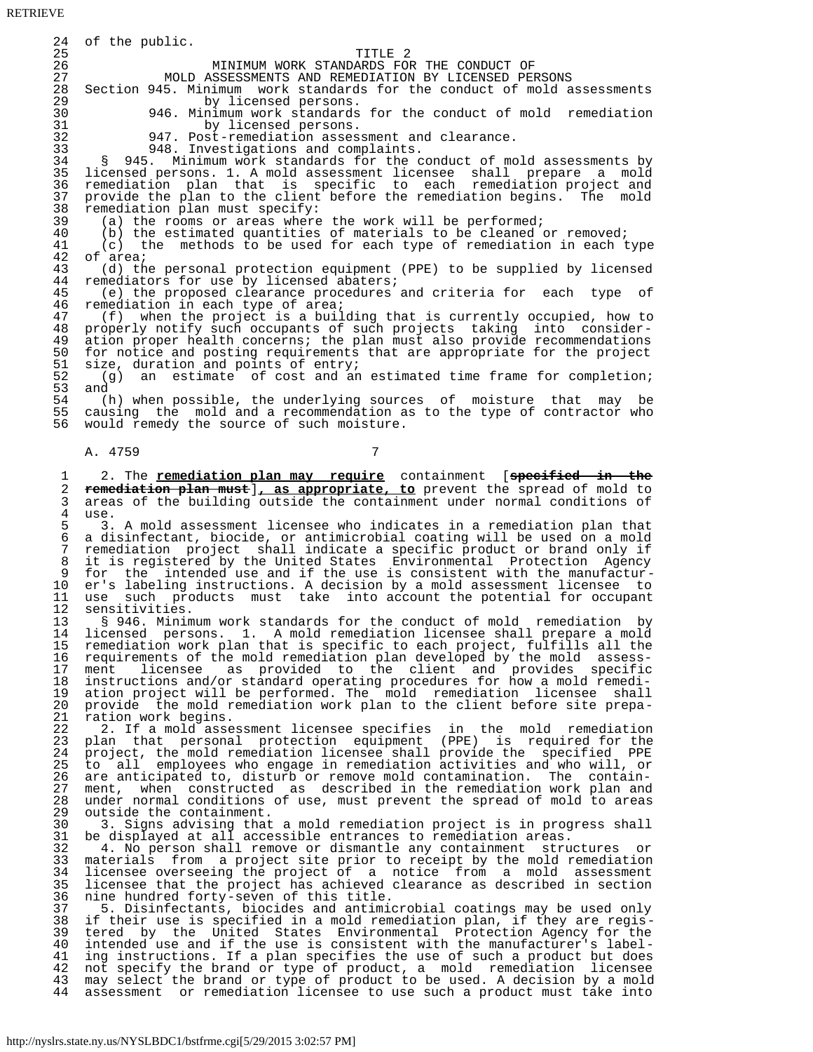of the public.

## TITLE 2
## MINIMUM WORK STANDARDS FOR THE CONDUCT OF MOLD ASSESSMENTS AND REMEDIATION BY LICENSED PERSONS

Section 945. Minimum work standards for the conduct of mold assessments by licensed persons.
946. Minimum work standards for the conduct of mold remediation by licensed persons.
947. Post-remediation assessment and clearance.
948. Investigations and complaints.

§ 945. Minimum work standards for the conduct of mold assessments by licensed persons. 1. A mold assessment licensee shall prepare a mold remediation plan that is specific to each remediation project and provide the plan to the client before the remediation begins. The mold remediation plan must specify:

(a) the rooms or areas where the work will be performed;

(b) the estimated quantities of materials to be cleaned or removed;

(c) the methods to be used for each type of remediation in each type of area;

(d) the personal protection equipment (PPE) to be supplied by licensed remediators for use by licensed abaters;

(e) the proposed clearance procedures and criteria for each type of remediation in each type of area;

(f) when the project is a building that is currently occupied, how to properly notify such occupants of such projects taking into consideration proper health concerns; the plan must also provide recommendations for notice and posting requirements that are appropriate for the project size, duration and points of entry;

(g) an estimate of cost and an estimated time frame for completion; and

(h) when possible, the underlying sources of moisture that may be causing the mold and a recommendation as to the type of contractor who would remedy the source of such moisture.

2. The **remediation plan may require** containment [~~specified in the remediation plan must~~]**, as appropriate, to** prevent the spread of mold to areas of the building outside the containment under normal conditions of use.

3. A mold assessment licensee who indicates in a remediation plan that a disinfectant, biocide, or antimicrobial coating will be used on a mold remediation project shall indicate a specific product or brand only if it is registered by the United States Environmental Protection Agency for the intended use and if the use is consistent with the manufacturer's labeling instructions. A decision by a mold assessment licensee to use such products must take into account the potential for occupant sensitivities.

§ 946. Minimum work standards for the conduct of mold remediation by licensed persons. 1. A mold remediation licensee shall prepare a mold remediation work plan that is specific to each project, fulfills all the requirements of the mold remediation plan developed by the mold assessment licensee as provided to the client and provides specific instructions and/or standard operating procedures for how a mold remediation project will be performed. The mold remediation licensee shall provide the mold remediation work plan to the client before site preparation work begins.

2. If a mold assessment licensee specifies in the mold remediation plan that personal protection equipment (PPE) is required for the project, the mold remediation licensee shall provide the specified PPE to all employees who engage in remediation activities and who will, or are anticipated to, disturb or remove mold contamination. The containment, when constructed as described in the remediation work plan and under normal conditions of use, must prevent the spread of mold to areas outside the containment.

3. Signs advising that a mold remediation project is in progress shall be displayed at all accessible entrances to remediation areas.

4. No person shall remove or dismantle any containment structures or materials from a project site prior to receipt by the mold remediation licensee overseeing the project of a notice from a mold assessment licensee that the project has achieved clearance as described in section nine hundred forty-seven of this title.

5. Disinfectants, biocides and antimicrobial coatings may be used only if their use is specified in a mold remediation plan, if they are registered by the United States Environmental Protection Agency for the intended use and if the use is consistent with the manufacturer's labeling instructions. If a plan specifies the use of such a product but does not specify the brand or type of product, a mold remediation licensee may select the brand or type of product to be used. A decision by a mold assessment or remediation licensee to use such a product must take into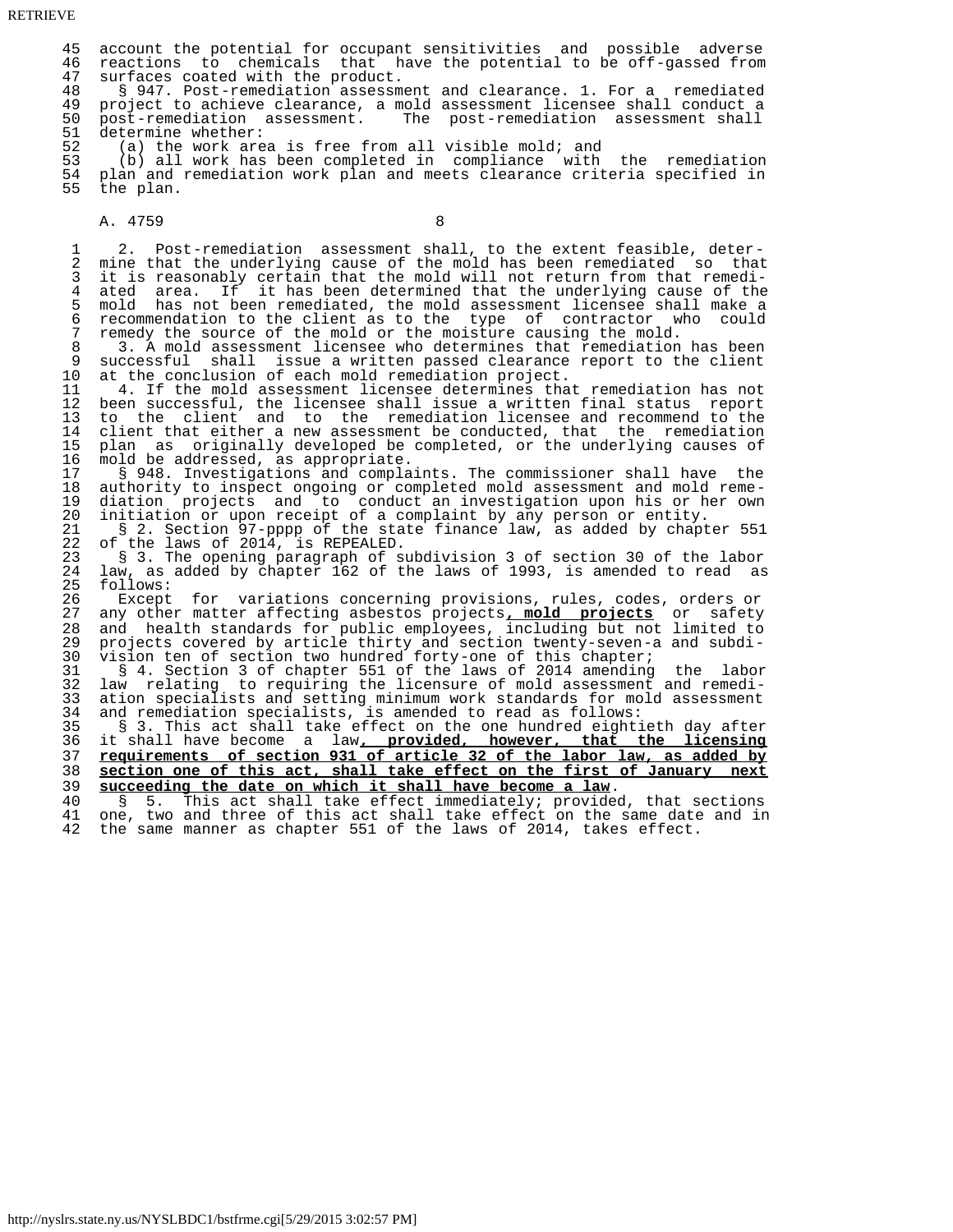account the potential for occupant sensitivities and possible adverse reactions to chemicals that have the potential to be off-gassed from surfaces coated with the product.

§ 947. Post-remediation assessment and clearance. 1. For a remediated project to achieve clearance, a mold assessment licensee shall conduct a post-remediation assessment. The post-remediation assessment shall determine whether:

(a) the work area is free from all visible mold; and

(b) all work has been completed in compliance with the remediation plan and remediation work plan and meets clearance criteria specified in the plan.

2. Post-remediation assessment shall, to the extent feasible, determine that the underlying cause of the mold has been remediated so that it is reasonably certain that the mold will not return from that remediated area. If it has been determined that the underlying cause of the mold has not been remediated, the mold assessment licensee shall make a recommendation to the client as to the type of contractor who could remedy the source of the mold or the moisture causing the mold.

3. A mold assessment licensee who determines that remediation has been successful shall issue a written passed clearance report to the client at the conclusion of each mold remediation project.

4. If the mold assessment licensee determines that remediation has not been successful, the licensee shall issue a written final status report to the client and to the remediation licensee and recommend to the client that either a new assessment be conducted, that the remediation plan as originally developed be completed, or the underlying causes of mold be addressed, as appropriate.

§ 948. Investigations and complaints. The commissioner shall have the authority to inspect ongoing or completed mold assessment and mold remediation projects and to conduct an investigation upon his or her own initiation or upon receipt of a complaint by any person or entity.

§ 2. Section 97-pppp of the state finance law, as added by chapter 551 of the laws of 2014, is REPEALED.

§ 3. The opening paragraph of subdivision 3 of section 30 of the labor law, as added by chapter 162 of the laws of 1993, is amended to read as follows:

Except for variations concerning provisions, rules, codes, orders or any other matter affecting asbestos projects**, mold projects** or safety and health standards for public employees, including but not limited to projects covered by article thirty and section twenty-seven-a and subdivision ten of section two hundred forty-one of this chapter;

§ 4. Section 3 of chapter 551 of the laws of 2014 amending the labor law relating to requiring the licensure of mold assessment and remediation specialists and setting minimum work standards for mold assessment and remediation specialists, is amended to read as follows:

§ 3. This act shall take effect on the one hundred eightieth day after it shall have become a law**, provided, however, that the licensing requirements of section 931 of article 32 of the labor law, as added by section one of this act, shall take effect on the first of January next succeeding the date on which it shall have become a law**.

§ 5. This act shall take effect immediately; provided, that sections one, two and three of this act shall take effect on the same date and in the same manner as chapter 551 of the laws of 2014, takes effect.